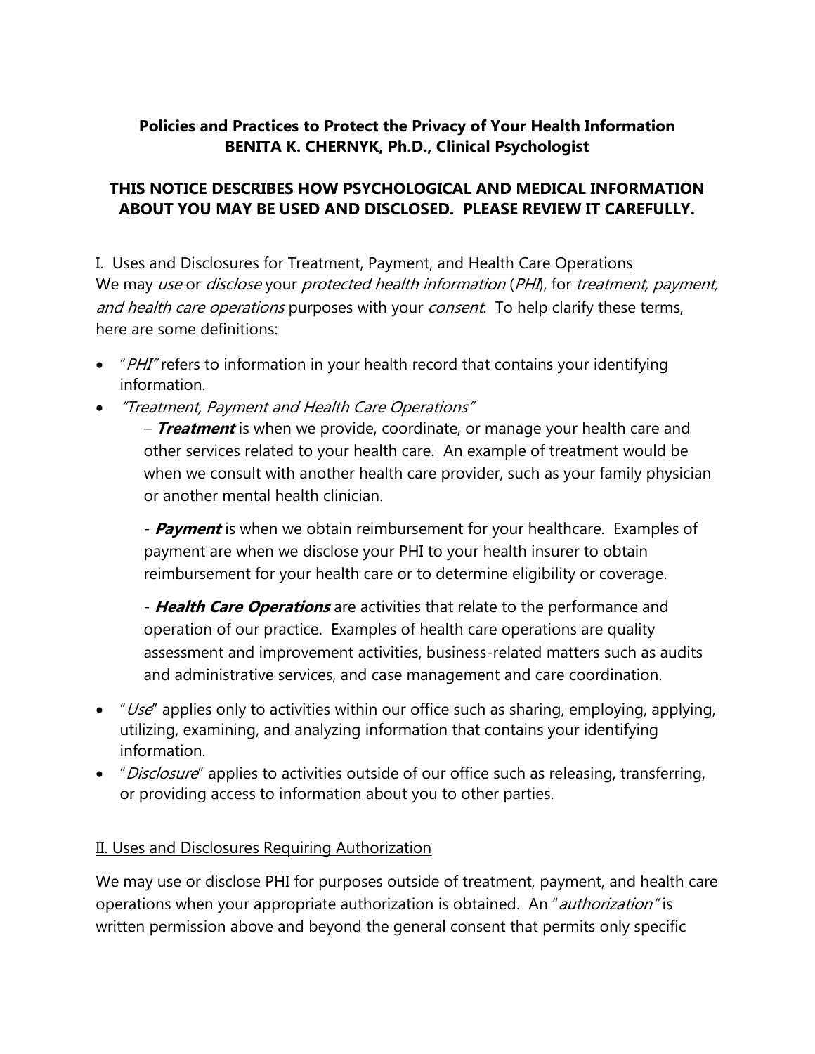**Policies and Practices to Protect the Privacy of Your Health Information**
**BENITA K. CHERNYK, Ph.D., Clinical Psychologist**

**THIS NOTICE DESCRIBES HOW PSYCHOLOGICAL AND MEDICAL INFORMATION ABOUT YOU MAY BE USED AND DISCLOSED. PLEASE REVIEW IT CAREFULLY.**

## I. Uses and Disclosures for Treatment, Payment, and Health Care Operations

We may *use* or *disclose* your *protected health information* (*PHI*), for *treatment, payment, and health care operations* purposes with your *consent*. To help clarify these terms, here are some definitions:

- "*PHI*" refers to information in your health record that contains your identifying information.
- *"Treatment, Payment and Health Care Operations"*

  – ***Treatment*** is when we provide, coordinate, or manage your health care and other services related to your health care. An example of treatment would be when we consult with another health care provider, such as your family physician or another mental health clinician.

  \- ***Payment*** is when we obtain reimbursement for your healthcare. Examples of payment are when we disclose your PHI to your health insurer to obtain reimbursement for your health care or to determine eligibility or coverage.

  \- ***Health Care Operations*** are activities that relate to the performance and operation of our practice. Examples of health care operations are quality assessment and improvement activities, business-related matters such as audits and administrative services, and case management and care coordination.

- "*Use*" applies only to activities within our office such as sharing, employing, applying, utilizing, examining, and analyzing information that contains your identifying information.
- "*Disclosure*" applies to activities outside of our office such as releasing, transferring, or providing access to information about you to other parties.

## II. Uses and Disclosures Requiring Authorization

We may use or disclose PHI for purposes outside of treatment, payment, and health care operations when your appropriate authorization is obtained. An "*authorization*" is written permission above and beyond the general consent that permits only specific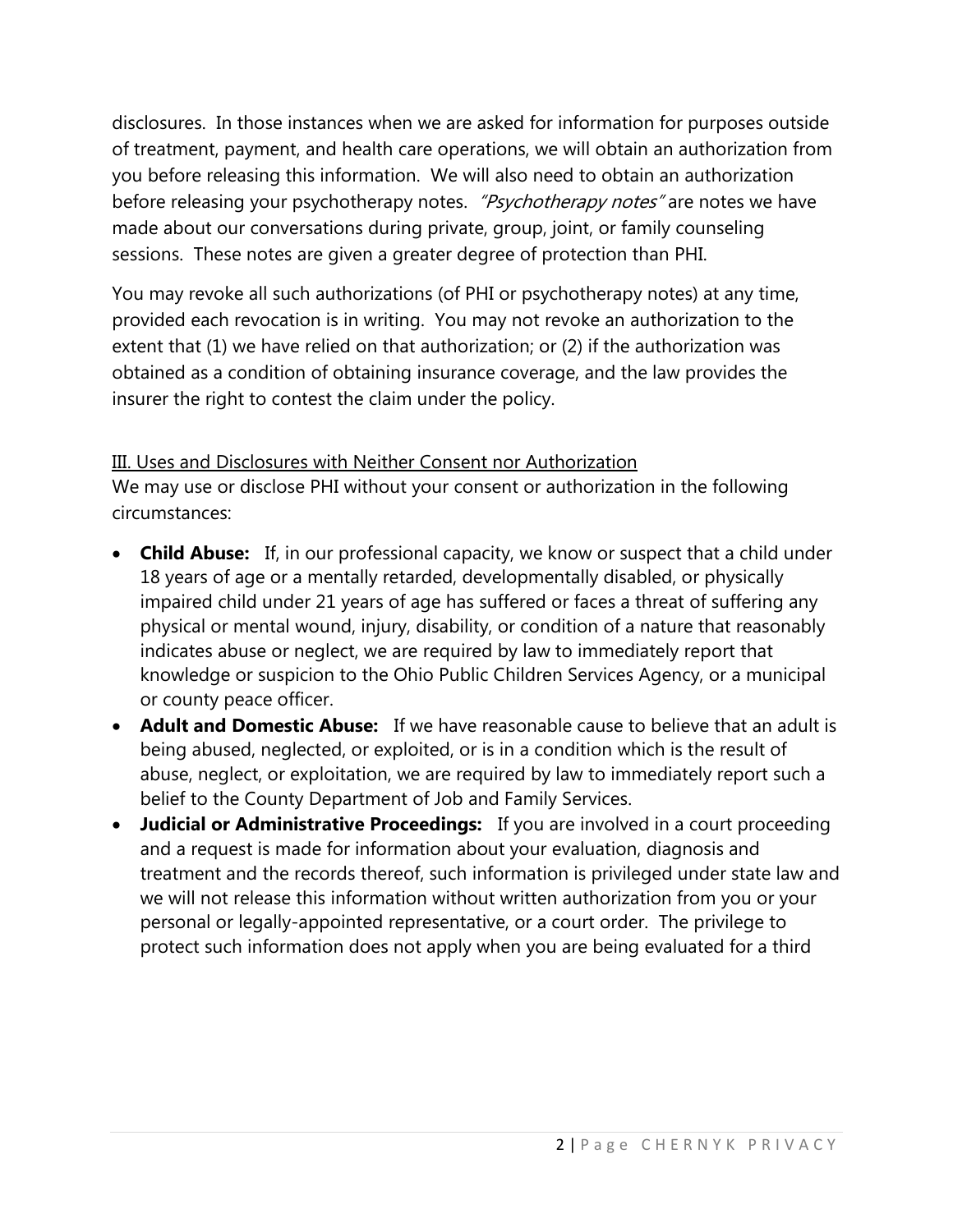disclosures. In those instances when we are asked for information for purposes outside of treatment, payment, and health care operations, we will obtain an authorization from you before releasing this information. We will also need to obtain an authorization before releasing your psychotherapy notes. *"Psychotherapy notes"* are notes we have made about our conversations during private, group, joint, or family counseling sessions. These notes are given a greater degree of protection than PHI.

You may revoke all such authorizations (of PHI or psychotherapy notes) at any time, provided each revocation is in writing. You may not revoke an authorization to the extent that (1) we have relied on that authorization; or (2) if the authorization was obtained as a condition of obtaining insurance coverage, and the law provides the insurer the right to contest the claim under the policy.

<u>III. Uses and Disclosures with Neither Consent nor Authorization</u>

We may use or disclose PHI without your consent or authorization in the following circumstances:

- **Child Abuse:** If, in our professional capacity, we know or suspect that a child under 18 years of age or a mentally retarded, developmentally disabled, or physically impaired child under 21 years of age has suffered or faces a threat of suffering any physical or mental wound, injury, disability, or condition of a nature that reasonably indicates abuse or neglect, we are required by law to immediately report that knowledge or suspicion to the Ohio Public Children Services Agency, or a municipal or county peace officer.
- **Adult and Domestic Abuse:** If we have reasonable cause to believe that an adult is being abused, neglected, or exploited, or is in a condition which is the result of abuse, neglect, or exploitation, we are required by law to immediately report such a belief to the County Department of Job and Family Services.
- **Judicial or Administrative Proceedings:** If you are involved in a court proceeding and a request is made for information about your evaluation, diagnosis and treatment and the records thereof, such information is privileged under state law and we will not release this information without written authorization from you or your personal or legally-appointed representative, or a court order. The privilege to protect such information does not apply when you are being evaluated for a third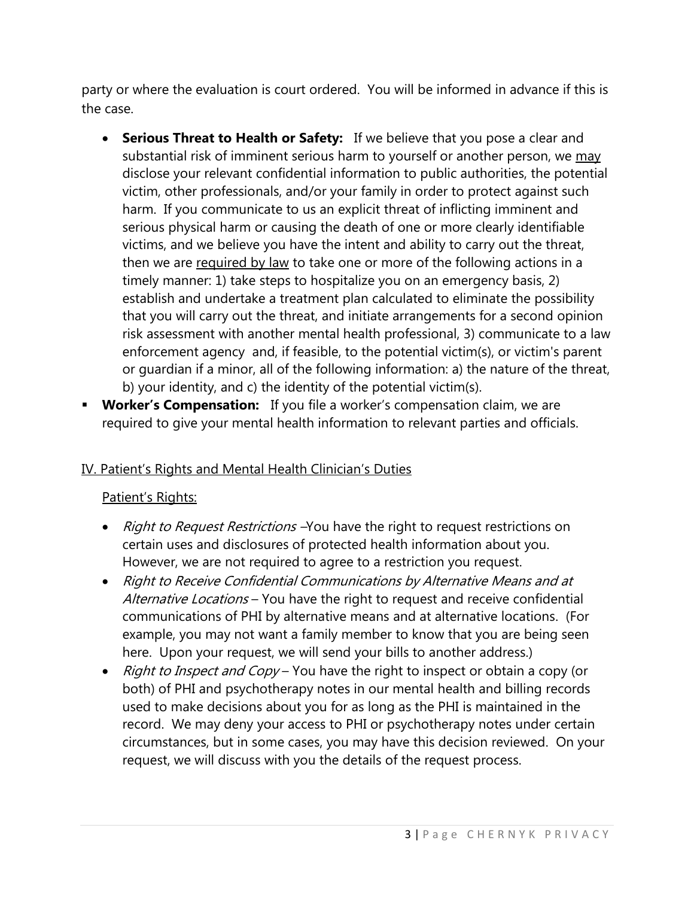party or where the evaluation is court ordered. You will be informed in advance if this is the case.

- **Serious Threat to Health or Safety:** If we believe that you pose a clear and substantial risk of imminent serious harm to yourself or another person, we <u>may</u> disclose your relevant confidential information to public authorities, the potential victim, other professionals, and/or your family in order to protect against such harm. If you communicate to us an explicit threat of inflicting imminent and serious physical harm or causing the death of one or more clearly identifiable victims, and we believe you have the intent and ability to carry out the threat, then we are <u>required by law</u> to take one or more of the following actions in a timely manner: 1) take steps to hospitalize you on an emergency basis, 2) establish and undertake a treatment plan calculated to eliminate the possibility that you will carry out the threat, and initiate arrangements for a second opinion risk assessment with another mental health professional, 3) communicate to a law enforcement agency and, if feasible, to the potential victim(s), or victim's parent or guardian if a minor, all of the following information: a) the nature of the threat, b) your identity, and c) the identity of the potential victim(s).

- **Worker's Compensation:** If you file a worker's compensation claim, we are required to give your mental health information to relevant parties and officials.

## <u>IV. Patient's Rights and Mental Health Clinician's Duties</u>

<u>Patient's Rights:</u>

- *Right to Request Restrictions* –You have the right to request restrictions on certain uses and disclosures of protected health information about you. However, we are not required to agree to a restriction you request.
- *Right to Receive Confidential Communications by Alternative Means and at Alternative Locations* – You have the right to request and receive confidential communications of PHI by alternative means and at alternative locations. (For example, you may not want a family member to know that you are being seen here. Upon your request, we will send your bills to another address.)
- *Right to Inspect and Copy* – You have the right to inspect or obtain a copy (or both) of PHI and psychotherapy notes in our mental health and billing records used to make decisions about you for as long as the PHI is maintained in the record. We may deny your access to PHI or psychotherapy notes under certain circumstances, but in some cases, you may have this decision reviewed. On your request, we will discuss with you the details of the request process.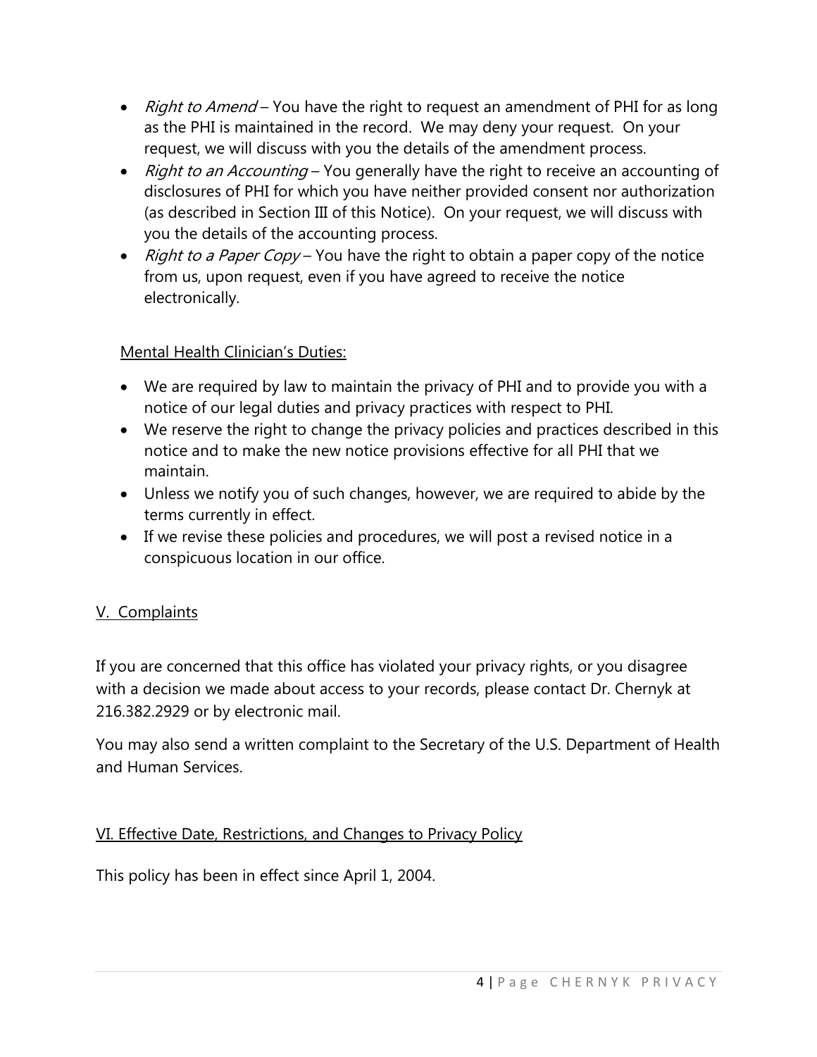- *Right to Amend* – You have the right to request an amendment of PHI for as long as the PHI is maintained in the record. We may deny your request. On your request, we will discuss with you the details of the amendment process.
- *Right to an Accounting* – You generally have the right to receive an accounting of disclosures of PHI for which you have neither provided consent nor authorization (as described in Section III of this Notice). On your request, we will discuss with you the details of the accounting process.
- *Right to a Paper Copy* – You have the right to obtain a paper copy of the notice from us, upon request, even if you have agreed to receive the notice electronically.

Mental Health Clinician's Duties:

- We are required by law to maintain the privacy of PHI and to provide you with a notice of our legal duties and privacy practices with respect to PHI.
- We reserve the right to change the privacy policies and practices described in this notice and to make the new notice provisions effective for all PHI that we maintain.
- Unless we notify you of such changes, however, we are required to abide by the terms currently in effect.
- If we revise these policies and procedures, we will post a revised notice in a conspicuous location in our office.

## V. Complaints

If you are concerned that this office has violated your privacy rights, or you disagree with a decision we made about access to your records, please contact Dr. Chernyk at 216.382.2929 or by electronic mail.

You may also send a written complaint to the Secretary of the U.S. Department of Health and Human Services.

## VI. Effective Date, Restrictions, and Changes to Privacy Policy

This policy has been in effect since April 1, 2004.